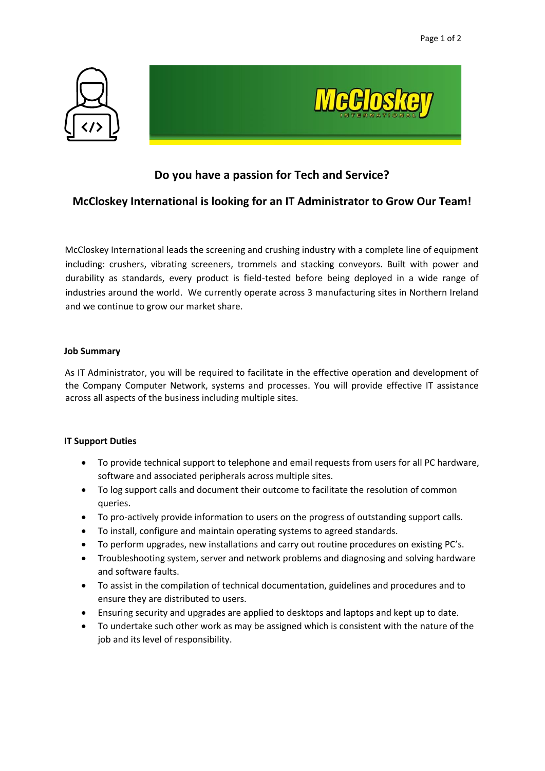## Do you have a passion for Tech and Service?

## McCloskey International is looking for an IT Administrator to Grow Our Team!

McCloskey International leads the screening and crushing industry with a complete line of equipment including: crushers, vibrating screeners, trommels and stacking conveyors. Built with power and durability as standards, every product is field-tested before being deployed in a wide range of industries around the world. We currently operate across 3 manufacturing sites in Northern Ireland and we continue to grow our market share.

### Job Summary

As IT Administrator, you will be required to facilitate in the effective operation and development of the Company Computer Network, systems and processes. You will provide effective IT assistance across all aspects of the business including multiple sites.

### IT Support Duties

- To provide technical support to telephone and email requests from users for all PC hardware, software and associated peripherals across multiple sites.
- To log support calls and document their outcome to facilitate the resolution of common queries.
- To pro-actively provide information to users on the progress of outstanding support calls.
- To install, configure and maintain operating systems to agreed standards.
- To perform upgrades, new installations and carry out routine procedures on existing PC's.
- Troubleshooting system, server and network problems and diagnosing and solving hardware and software faults.
- To assist in the compilation of technical documentation, guidelines and procedures and to ensure they are distributed to users.
- Ensuring security and upgrades are applied to desktops and laptops and kept up to date.
- To undertake such other work as may be assigned which is consistent with the nature of the job and its level of responsibility.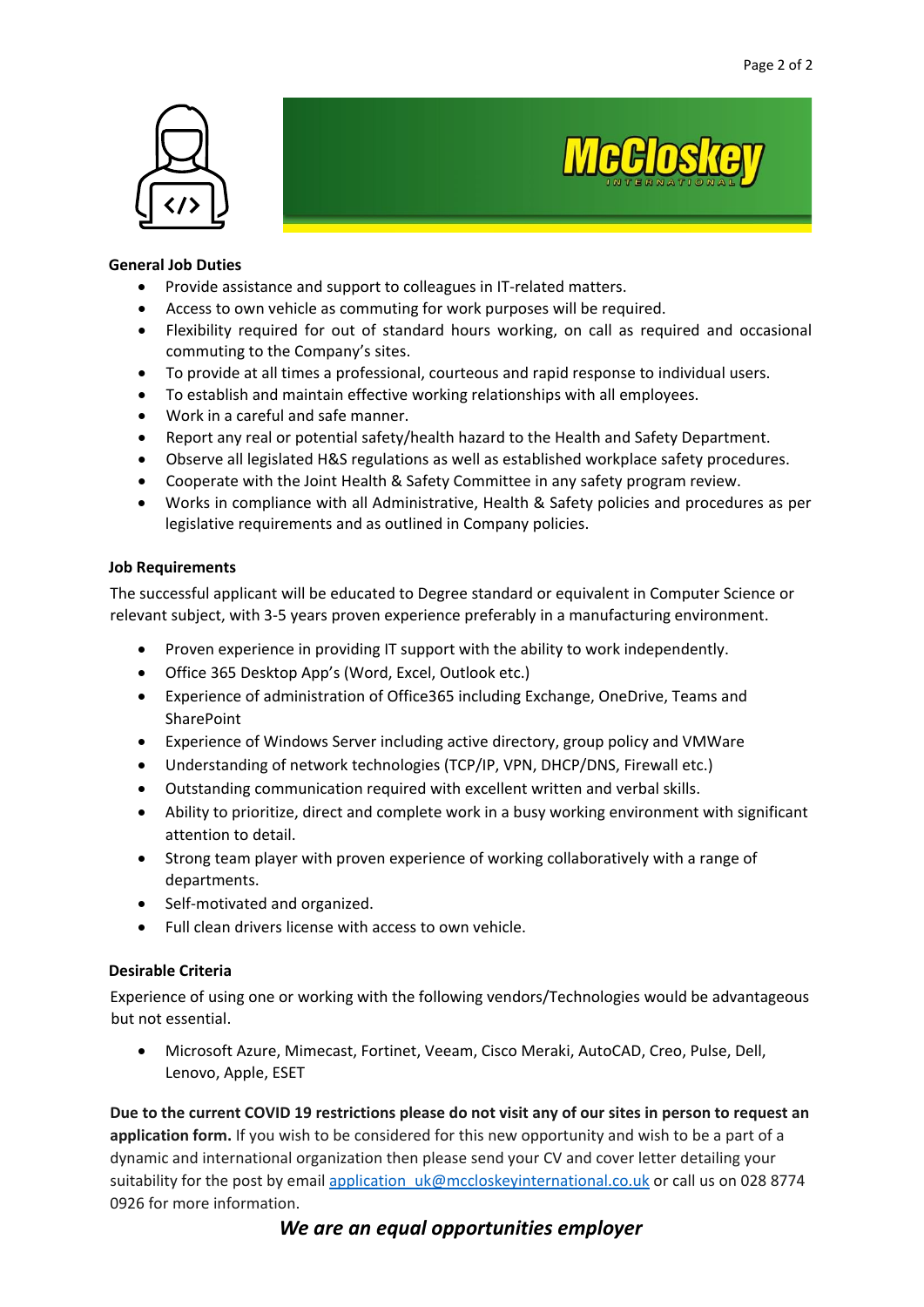**General Job Duties**

- Provide assistance and support to colleagues in IT-related matters.
- Access to own vehicle as commuting for work purposes will be required.
- Flexibility required for out of standard hours working, on call as required and occasional commuting to the Company's sites.
- To provide at all times a professional, courteous and rapid response to individual users.
- To establish and maintain effective working relationships with all employees.
- Work in a careful and safe manner.
- Report any real or potential safety/health hazard to the Health and Safety Department.
- Observe all legislated H&S regulations as well as established workplace safety procedures.
- Cooperate with the Joint Health & Safety Committee in any safety program review.
- Works in compliance with all Administrative, Health & Safety policies and procedures as per legislative requirements and as outlined in Company policies.

**Job Requirements**

The successful applicant will be educated to Degree standard or equivalent in Computer Science or relevant subject, with 3-5 years proven experience preferably in a manufacturing environment.

- Proven experience in providing IT support with the ability to work independently.
- Office 365 Desktop App's (Word, Excel, Outlook etc.)
- Experience of administration of Office365 including Exchange, OneDrive, Teams and SharePoint
- Experience of Windows Server including active directory, group policy and VMWare
- Understanding of network technologies (TCP/IP, VPN, DHCP/DNS, Firewall etc.)
- Outstanding communication required with excellent written and verbal skills.
- Ability to prioritize, direct and complete work in a busy working environment with significant attention to detail.
- Strong team player with proven experience of working collaboratively with a range of departments.
- Self-motivated and organized.
- Full clean drivers license with access to own vehicle.

**Desirable Criteria**

Experience of using one or working with the following vendors/Technologies would be advantageous but not essential.

- Microsoft Azure, Mimecast, Fortinet, Veeam, Cisco Meraki, AutoCAD, Creo, Pulse, Dell, Lenovo, Apple, ESET

**Due to the current COVID 19 restrictions please do not visit any of our sites in person to request an application form.** If you wish to be considered for this new opportunity and wish to be a part of a dynamic and international organization then please send your CV and cover letter detailing your suitability for the post by email application_uk@mccloskeyinternational.co.uk or call us on 028 8774 0926 for more information.

***We are an equal opportunities employer***